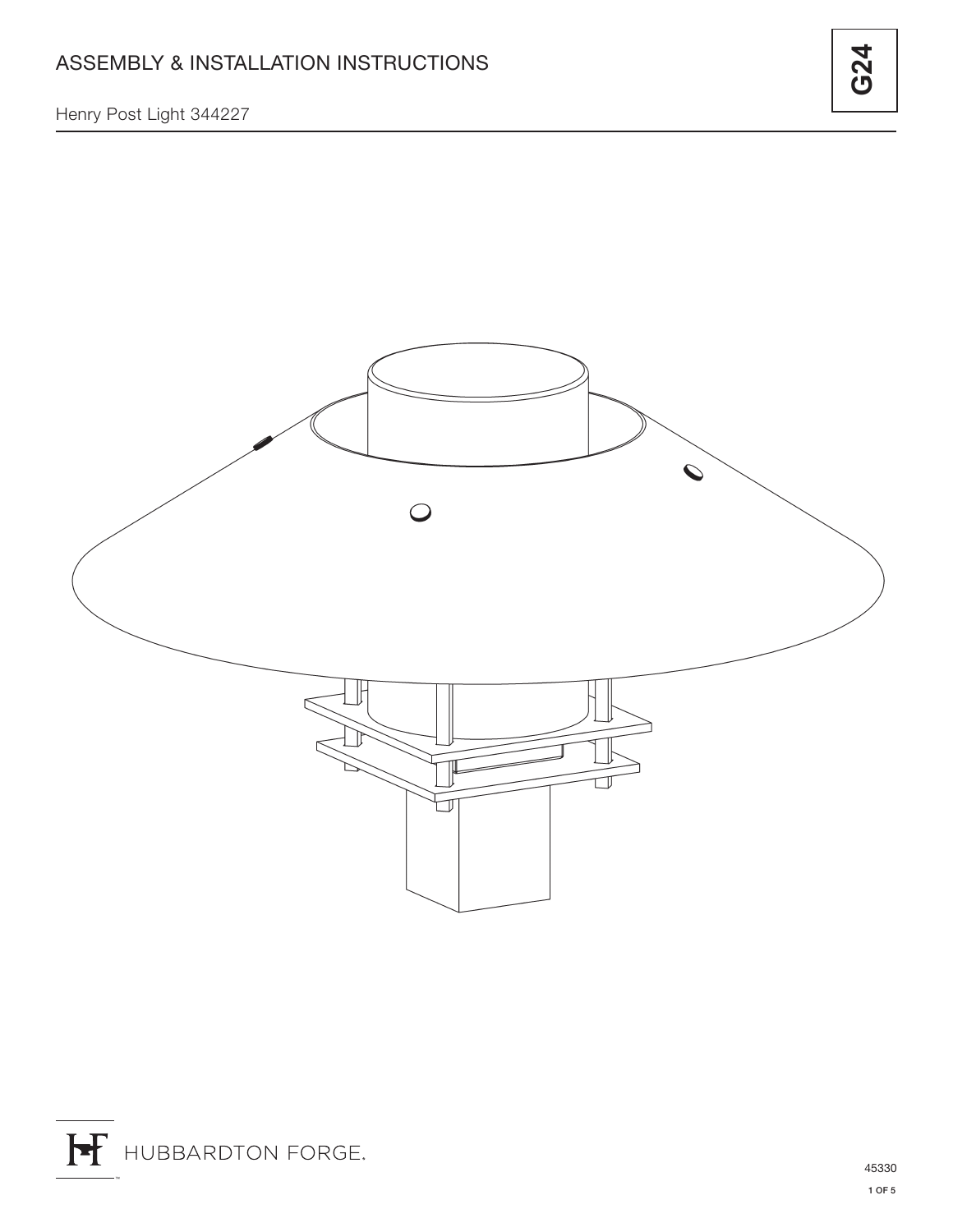# ASSEMBLY & INSTALLATION INSTRUCTIONS

Henry Post Light 344227

**G24**

HUBBARDTON FORGE.

45330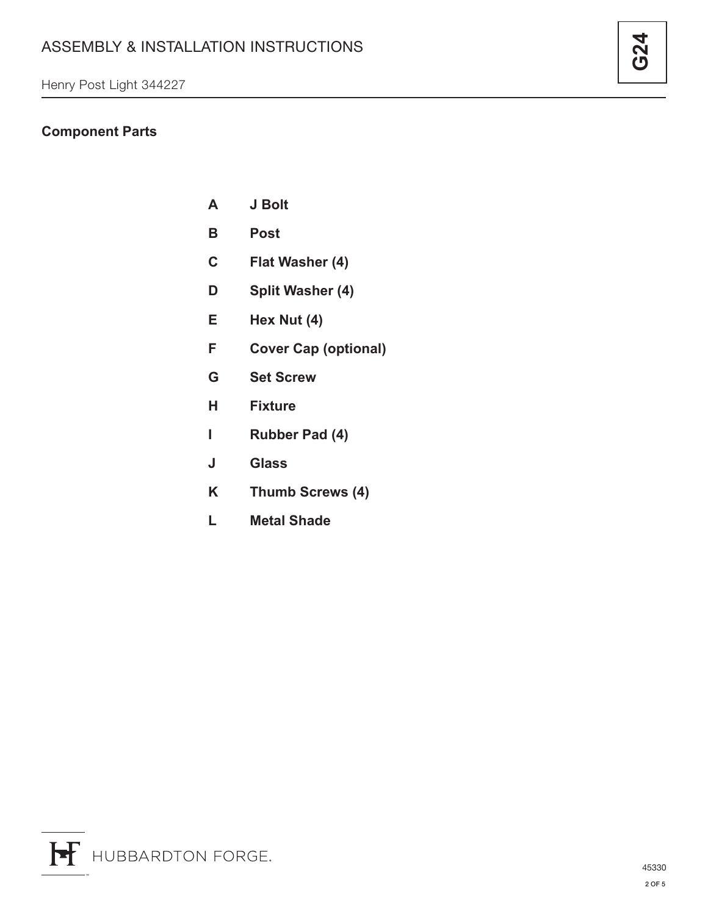## Component Parts

| | |
|---|---|
| **A** | **J Bolt** |
| **B** | **Post** |
| **C** | **Flat Washer (4)** |
| **D** | **Split Washer (4)** |
| **E** | **Hex Nut (4)** |
| **F** | **Cover Cap (optional)** |
| **G** | **Set Screw** |
| **H** | **Fixture** |
| **I** | **Rubber Pad (4)** |
| **J** | **Glass** |
| **K** | **Thumb Screws (4)** |
| **L** | **Metal Shade** |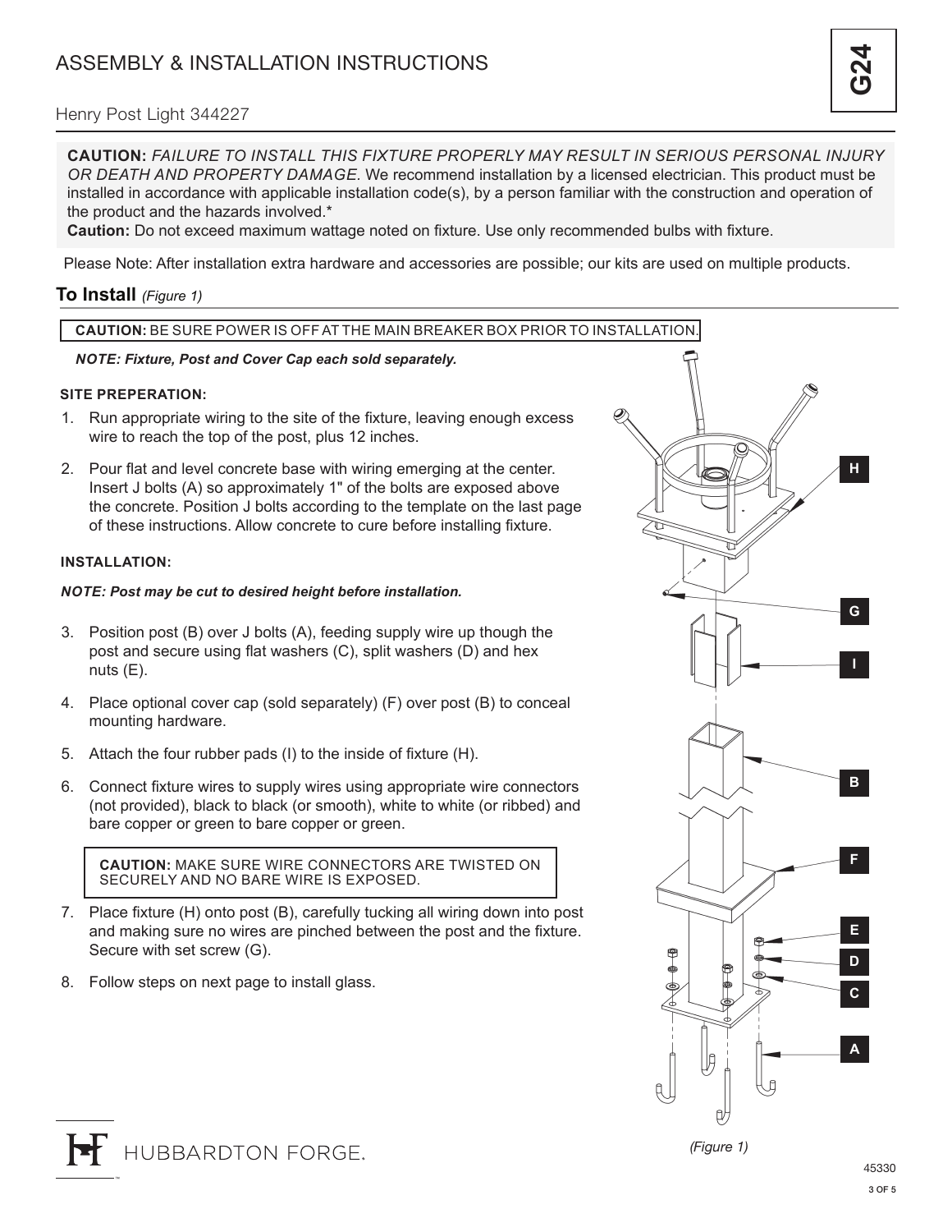# ASSEMBLY & INSTALLATION INSTRUCTIONS

G24

Henry Post Light 344227

**CAUTION:** *FAILURE TO INSTALL THIS FIXTURE PROPERLY MAY RESULT IN SERIOUS PERSONAL INJURY OR DEATH AND PROPERTY DAMAGE.* We recommend installation by a licensed electrician. This product must be installed in accordance with applicable installation code(s), by a person familiar with the construction and operation of the product and the hazards involved.*

**Caution:** Do not exceed maximum wattage noted on fixture. Use only recommended bulbs with fixture.

Please Note: After installation extra hardware and accessories are possible; our kits are used on multiple products.

## To Install *(Figure 1)*

**CAUTION:** BE SURE POWER IS OFF AT THE MAIN BREAKER BOX PRIOR TO INSTALLATION.

***NOTE: Fixture, Post and Cover Cap each sold separately.***

### SITE PREPERATION:

1. Run appropriate wiring to the site of the fixture, leaving enough excess wire to reach the top of the post, plus 12 inches.
2. Pour flat and level concrete base with wiring emerging at the center. Insert J bolts (A) so approximately 1" of the bolts are exposed above the concrete. Position J bolts according to the template on the last page of these instructions. Allow concrete to cure before installing fixture.

### INSTALLATION:

***NOTE: Post may be cut to desired height before installation.***

3. Position post (B) over J bolts (A), feeding supply wire up though the post and secure using flat washers (C), split washers (D) and hex nuts (E).
4. Place optional cover cap (sold separately) (F) over post (B) to conceal mounting hardware.
5. Attach the four rubber pads (I) to the inside of fixture (H).
6. Connect fixture wires to supply wires using appropriate wire connectors (not provided), black to black (or smooth), white to white (or ribbed) and bare copper or green to bare copper or green.

**CAUTION:** MAKE SURE WIRE CONNECTORS ARE TWISTED ON SECURELY AND NO BARE WIRE IS EXPOSED.

7. Place fixture (H) onto post (B), carefully tucking all wiring down into post and making sure no wires are pinched between the post and the fixture. Secure with set screw (G).
8. Follow steps on next page to install glass.

H G I B F E D C A

*(Figure 1)*

HUBBARDTON FORGE.

45330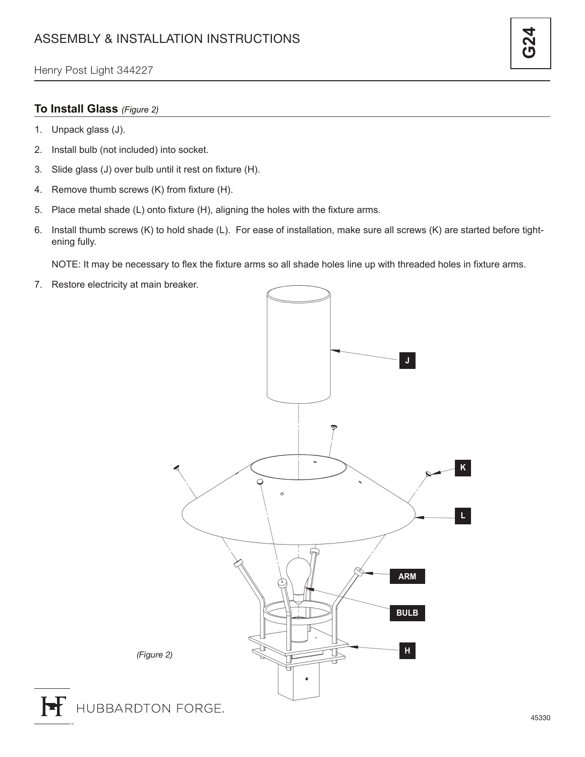# ASSEMBLY & INSTALLATION INSTRUCTIONS

Henry Post Light 344227

## To Install Glass *(Figure 2)*

1. Unpack glass (J).
2. Install bulb (not included) into socket.
3. Slide glass (J) over bulb until it rest on fixture (H).
4. Remove thumb screws (K) from fixture (H).
5. Place metal shade (L) onto fixture (H), aligning the holes with the fixture arms.
6. Install thumb screws (K) to hold shade (L). For ease of installation, make sure all screws (K) are started before tightening fully.

   NOTE: It may be necessary to flex the fixture arms so all shade holes line up with threaded holes in fixture arms.

7. Restore electricity at main breaker.

*(Figure 2)*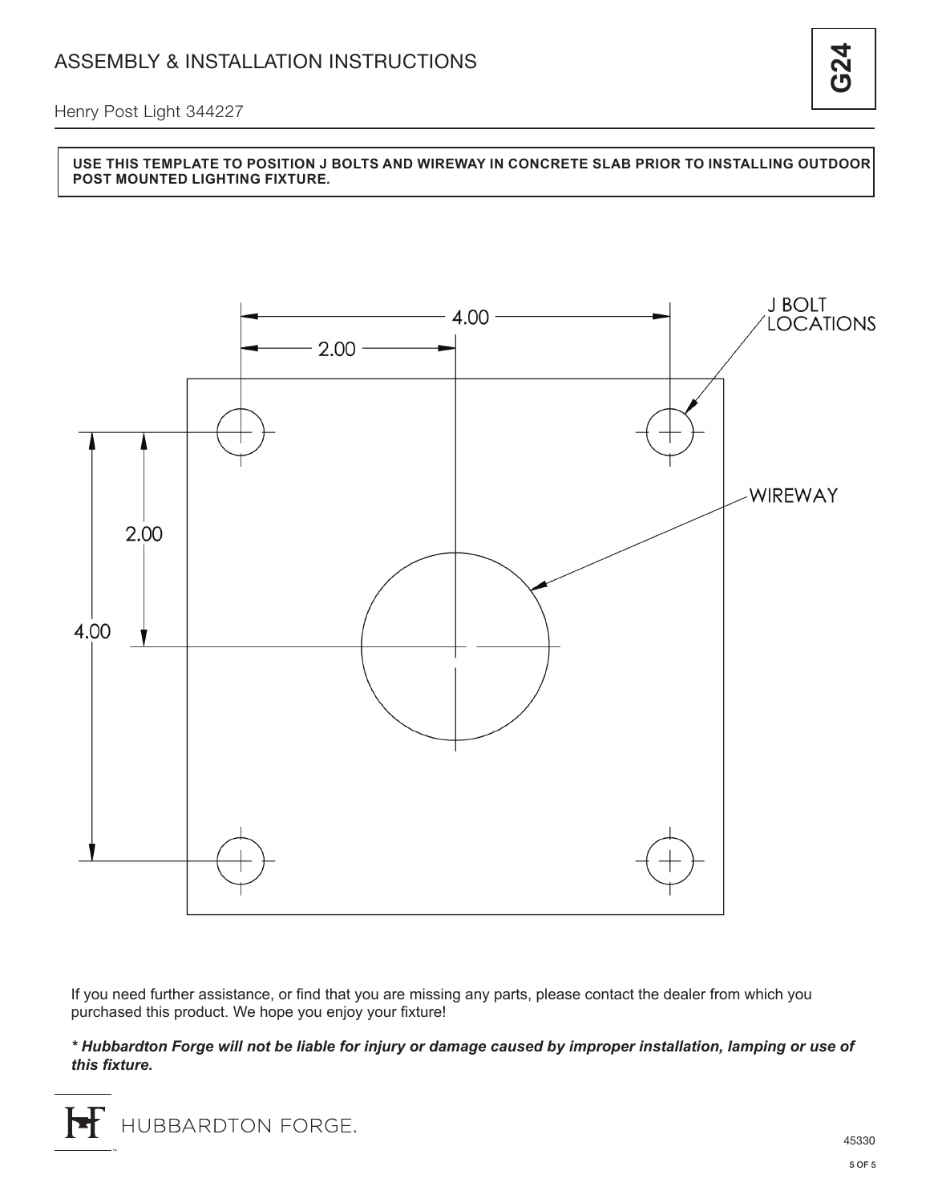# ASSEMBLY & INSTALLATION INSTRUCTIONS

Henry Post Light 344227

**G24**

**USE THIS TEMPLATE TO POSITION J BOLTS AND WIREWAY IN CONCRETE SLAB PRIOR TO INSTALLING OUTDOOR POST MOUNTED LIGHTING FIXTURE.**

4.00

2.00

J BOLT LOCATIONS

WIREWAY

2.00

4.00

If you need further assistance, or find that you are missing any parts, please contact the dealer from which you purchased this product. We hope you enjoy your fixture!

***\* Hubbardton Forge will not be liable for injury or damage caused by improper installation, lamping or use of this fixture.***

HUBBARDTON FORGE.

45330